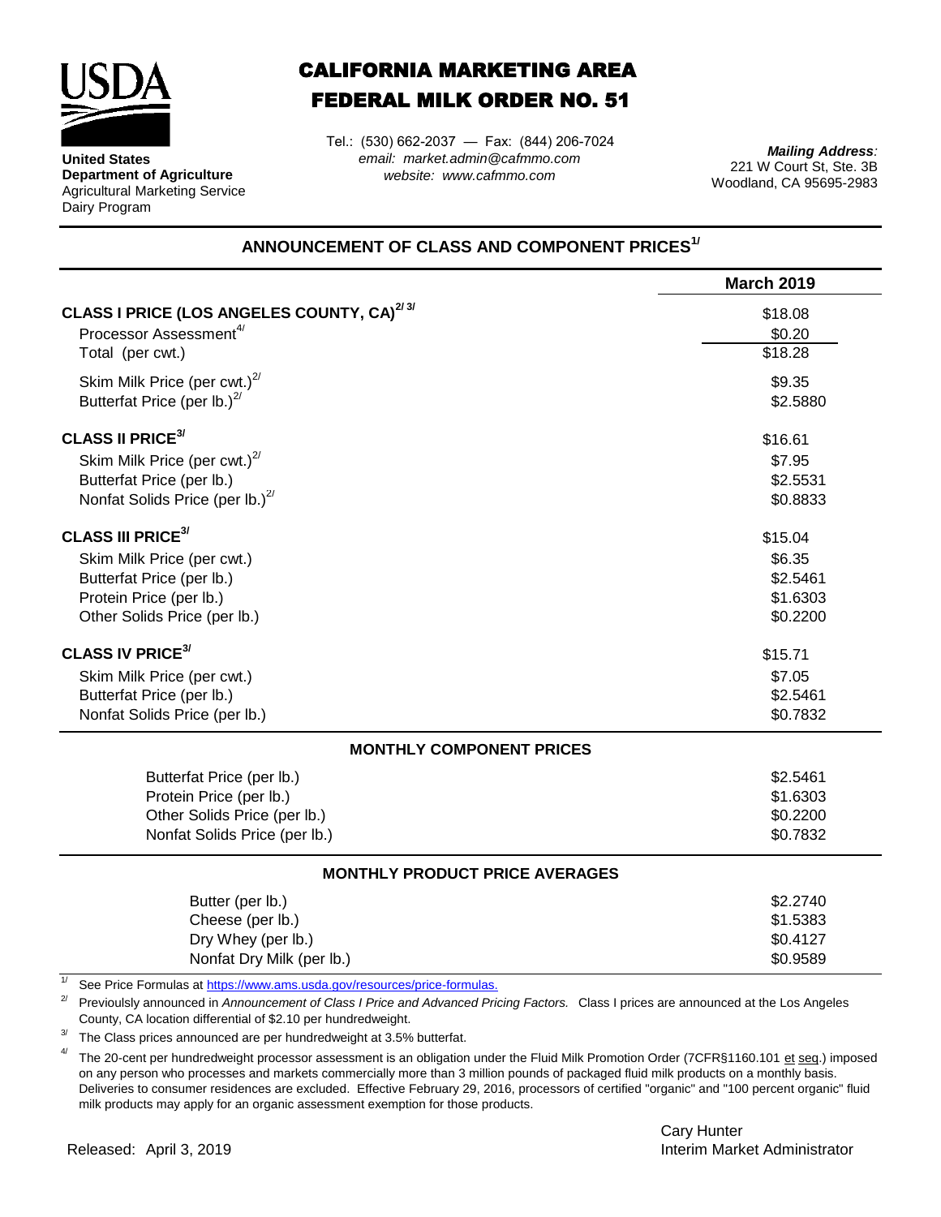**United States Department of Agriculture**
Agricultural Marketing Service
Dairy Program

# CALIFORNIA MARKETING AREA
# FEDERAL MILK ORDER NO. 51

Tel.: (530) 662-2037 — Fax: (844) 206-7024
*email: market.admin@cafmmo.com*
*website: www.cafmmo.com*

***Mailing Address:***
221 W Court St, Ste. 3B
Woodland, CA 95695-2983

## ANNOUNCEMENT OF CLASS AND COMPONENT PRICES[1/]

| | March 2019 |
|---|---|
| **CLASS I PRICE (LOS ANGELES COUNTY, CA)[2/ 3/]** | $18.08 |
| Processor Assessment[4/] | $0.20 |
| Total (per cwt.) | $18.28 |
| Skim Milk Price (per cwt.)[2/] | $9.35 |
| Butterfat Price (per lb.)[2/] | $2.5880 |
| **CLASS II PRICE[3/]** | $16.61 |
| Skim Milk Price (per cwt.)[2/] | $7.95 |
| Butterfat Price (per lb.) | $2.5531 |
| Nonfat Solids Price (per lb.)[2/] | $0.8833 |
| **CLASS III PRICE[3/]** | $15.04 |
| Skim Milk Price (per cwt.) | $6.35 |
| Butterfat Price (per lb.) | $2.5461 |
| Protein Price (per lb.) | $1.6303 |
| Other Solids Price (per lb.) | $0.2200 |
| **CLASS IV PRICE[3/]** | $15.71 |
| Skim Milk Price (per cwt.) | $7.05 |
| Butterfat Price (per lb.) | $2.5461 |
| Nonfat Solids Price (per lb.) | $0.7832 |

### MONTHLY COMPONENT PRICES

| | |
|---|---|
| Butterfat Price (per lb.) | $2.5461 |
| Protein Price (per lb.) | $1.6303 |
| Other Solids Price (per lb.) | $0.2200 |
| Nonfat Solids Price (per lb.) | $0.7832 |

### MONTHLY PRODUCT PRICE AVERAGES

| | |
|---|---|
| Butter (per lb.) | $2.2740 |
| Cheese (per lb.) | $1.5383 |
| Dry Whey (per lb.) | $0.4127 |
| Nonfat Dry Milk (per lb.) | $0.9589 |

1/ See Price Formulas at https://www.ams.usda.gov/resources/price-formulas.

2/ Previoulsly announced in *Announcement of Class I Price and Advanced Pricing Factors.* Class I prices are announced at the Los Angeles County, CA location differential of $2.10 per hundredweight.

3/ The Class prices announced are per hundredweight at 3.5% butterfat.

4/ The 20-cent per hundredweight processor assessment is an obligation under the Fluid Milk Promotion Order (7CFR§1160.101 et seq.) imposed on any person who processes and markets commercially more than 3 million pounds of packaged fluid milk products on a monthly basis. Deliveries to consumer residences are excluded. Effective February 29, 2016, processors of certified "organic" and "100 percent organic" fluid milk products may apply for an organic assessment exemption for those products.

Released: April 3, 2019

Cary Hunter
Interim Market Administrator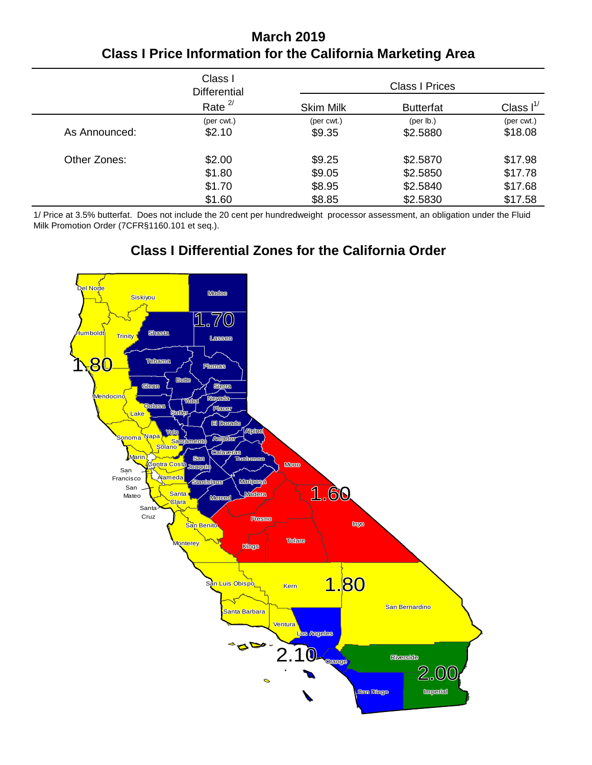# March 2019

## Class I Price Information for the California Marketing Area

| | Class I Differential Rate [2/] | Class I Prices | | |
|---|---|---|---|---|
| | | Skim Milk | Butterfat | Class I[1/] |
| | (per cwt.) | (per cwt.) | (per lb.) | (per cwt.) |
| As Announced: | $2.10 | $9.35 | $2.5880 | $18.08 |
| Other Zones: | $2.00 | $9.25 | $2.5870 | $17.98 |
| | $1.80 | $9.05 | $2.5850 | $17.78 |
| | $1.70 | $8.95 | $2.5840 | $17.68 |
| | $1.60 | $8.85 | $2.5830 | $17.58 |

1/ Price at 3.5% butterfat. Does not include the 20 cent per hundredweight processor assessment, an obligation under the Fluid Milk Promotion Order (7CFR§1160.101 et seq.).

## Class I Differential Zones for the California Order

Del Norte
Siskiyou
Modoc
1.70
Humboldt
Trinity
Shasta
Lassen
1.80
Tehama
Plumas
Butte
Glenn
Sierra
Mendocino
Yuba
Nevada
Colusa
Placer
Lake
Sutter
El Dorado
Yolo
Alpine
Sonoma
Napa
Sacramento
Amador
Solano
Calaveras
Marin
San Joaquin
Tuolumne
Mono
Contra Costa
San Francisco
Alameda
Stanislaus
Mariposa
San Mateo
Santa Clara
Madera
1.60
Merced
Santa Cruz
Fresno
San Benito
Inyo
Tulare
Monterey
Kings
San Luis Obispo
Kern
1.80
San Bernardino
Santa Barbara
Ventura
Los Angeles
2.10
Orange
Riverside
2.00
San Diego
Imperial